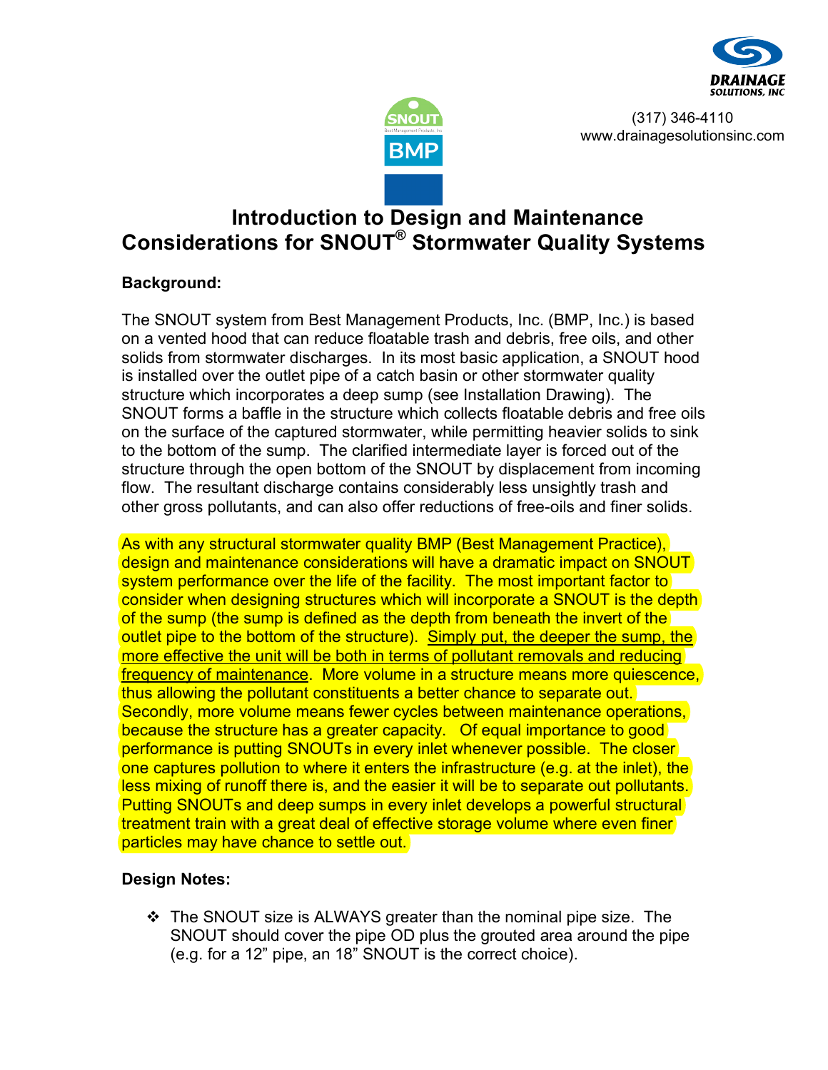(317) 346-4110
www.drainagesolutionsinc.com

# Introduction to Design and Maintenance Considerations for SNOUT® Stormwater Quality Systems

**Background:**

The SNOUT system from Best Management Products, Inc. (BMP, Inc.) is based on a vented hood that can reduce floatable trash and debris, free oils, and other solids from stormwater discharges. In its most basic application, a SNOUT hood is installed over the outlet pipe of a catch basin or other stormwater quality structure which incorporates a deep sump (see Installation Drawing). The SNOUT forms a baffle in the structure which collects floatable debris and free oils on the surface of the captured stormwater, while permitting heavier solids to sink to the bottom of the sump. The clarified intermediate layer is forced out of the structure through the open bottom of the SNOUT by displacement from incoming flow. The resultant discharge contains considerably less unsightly trash and other gross pollutants, and can also offer reductions of free-oils and finer solids.

As with any structural stormwater quality BMP (Best Management Practice), design and maintenance considerations will have a dramatic impact on SNOUT system performance over the life of the facility. The most important factor to consider when designing structures which will incorporate a SNOUT is the depth of the sump (the sump is defined as the depth from beneath the invert of the outlet pipe to the bottom of the structure). <u>Simply put, the deeper the sump, the more effective the unit will be both in terms of pollutant removals and reducing frequency of maintenance</u>. More volume in a structure means more quiescence, thus allowing the pollutant constituents a better chance to separate out. Secondly, more volume means fewer cycles between maintenance operations, because the structure has a greater capacity. Of equal importance to good performance is putting SNOUTs in every inlet whenever possible. The closer one captures pollution to where it enters the infrastructure (e.g. at the inlet), the less mixing of runoff there is, and the easier it will be to separate out pollutants. Putting SNOUTs and deep sumps in every inlet develops a powerful structural treatment train with a great deal of effective storage volume where even finer particles may have chance to settle out.

**Design Notes:**

- The SNOUT size is ALWAYS greater than the nominal pipe size. The SNOUT should cover the pipe OD plus the grouted area around the pipe (e.g. for a 12" pipe, an 18" SNOUT is the correct choice).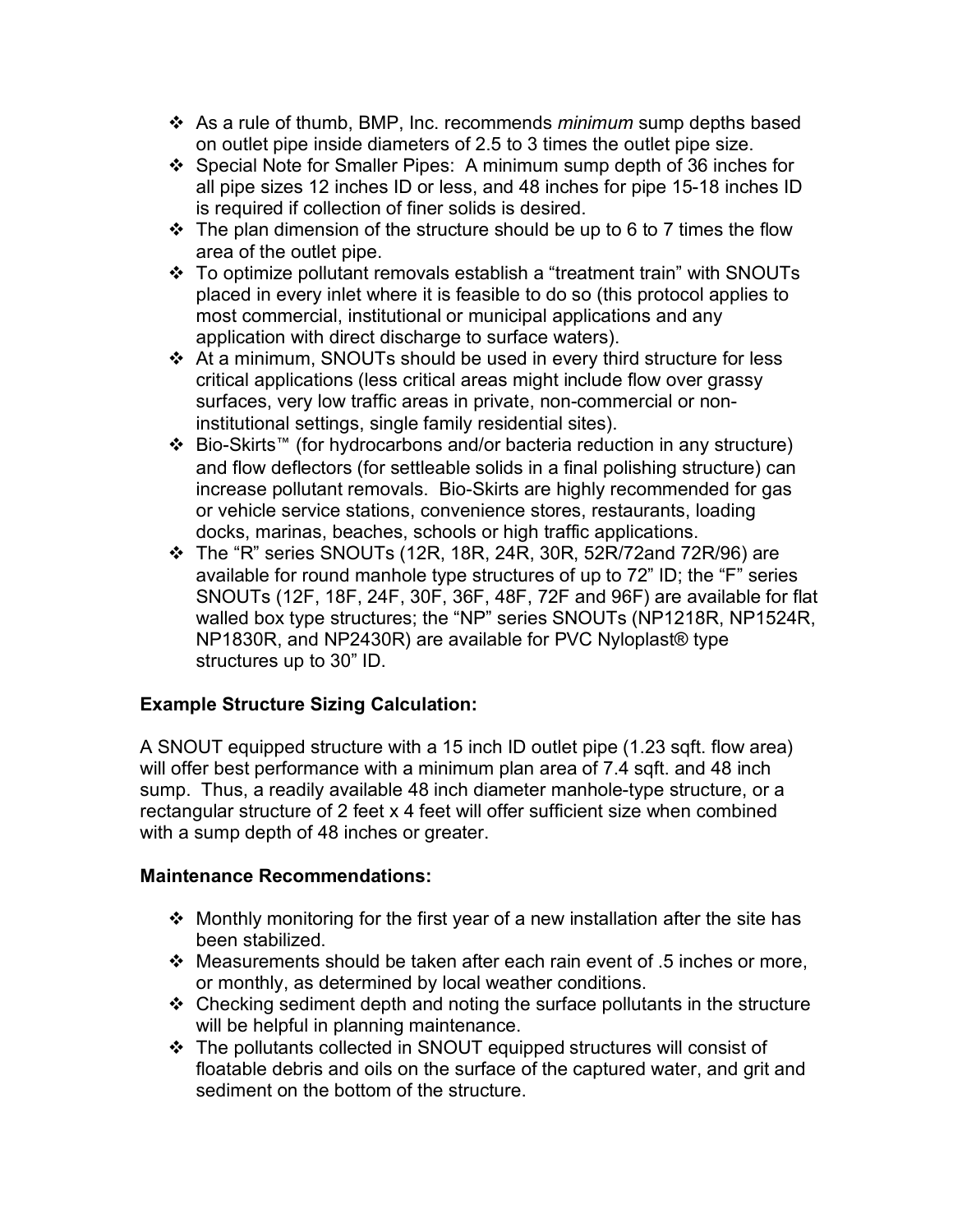- As a rule of thumb, BMP, Inc. recommends *minimum* sump depths based on outlet pipe inside diameters of 2.5 to 3 times the outlet pipe size.
- Special Note for Smaller Pipes: A minimum sump depth of 36 inches for all pipe sizes 12 inches ID or less, and 48 inches for pipe 15-18 inches ID is required if collection of finer solids is desired.
- The plan dimension of the structure should be up to 6 to 7 times the flow area of the outlet pipe.
- To optimize pollutant removals establish a "treatment train" with SNOUTs placed in every inlet where it is feasible to do so (this protocol applies to most commercial, institutional or municipal applications and any application with direct discharge to surface waters).
- At a minimum, SNOUTs should be used in every third structure for less critical applications (less critical areas might include flow over grassy surfaces, very low traffic areas in private, non-commercial or non-institutional settings, single family residential sites).
- Bio-Skirts™ (for hydrocarbons and/or bacteria reduction in any structure) and flow deflectors (for settleable solids in a final polishing structure) can increase pollutant removals. Bio-Skirts are highly recommended for gas or vehicle service stations, convenience stores, restaurants, loading docks, marinas, beaches, schools or high traffic applications.
- The "R" series SNOUTs (12R, 18R, 24R, 30R, 52R/72and 72R/96) are available for round manhole type structures of up to 72" ID; the "F" series SNOUTs (12F, 18F, 24F, 30F, 36F, 48F, 72F and 96F) are available for flat walled box type structures; the "NP" series SNOUTs (NP1218R, NP1524R, NP1830R, and NP2430R) are available for PVC Nyloplast® type structures up to 30" ID.

**Example Structure Sizing Calculation:**

A SNOUT equipped structure with a 15 inch ID outlet pipe (1.23 sqft. flow area) will offer best performance with a minimum plan area of 7.4 sqft. and 48 inch sump. Thus, a readily available 48 inch diameter manhole-type structure, or a rectangular structure of 2 feet x 4 feet will offer sufficient size when combined with a sump depth of 48 inches or greater.

**Maintenance Recommendations:**

- Monthly monitoring for the first year of a new installation after the site has been stabilized.
- Measurements should be taken after each rain event of .5 inches or more, or monthly, as determined by local weather conditions.
- Checking sediment depth and noting the surface pollutants in the structure will be helpful in planning maintenance.
- The pollutants collected in SNOUT equipped structures will consist of floatable debris and oils on the surface of the captured water, and grit and sediment on the bottom of the structure.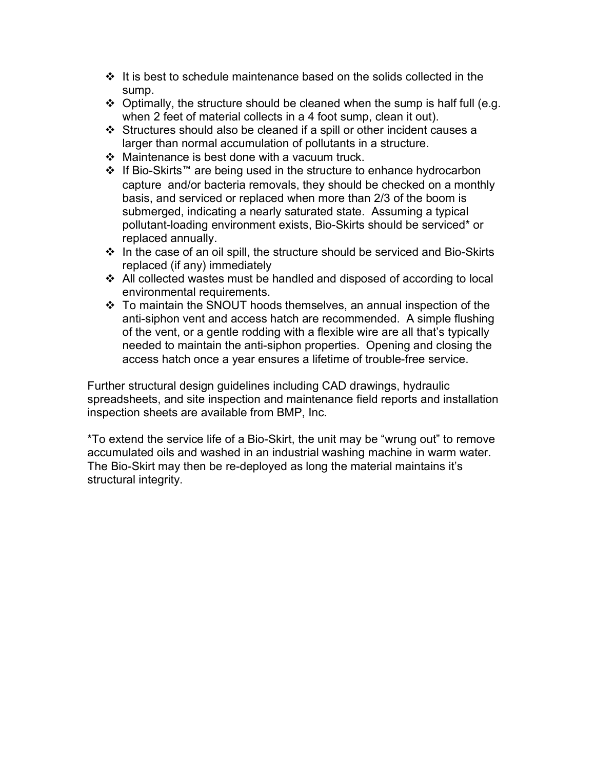- It is best to schedule maintenance based on the solids collected in the sump.
- Optimally, the structure should be cleaned when the sump is half full (e.g. when 2 feet of material collects in a 4 foot sump, clean it out).
- Structures should also be cleaned if a spill or other incident causes a larger than normal accumulation of pollutants in a structure.
- Maintenance is best done with a vacuum truck.
- If Bio-Skirts™ are being used in the structure to enhance hydrocarbon capture and/or bacteria removals, they should be checked on a monthly basis, and serviced or replaced when more than 2/3 of the boom is submerged, indicating a nearly saturated state. Assuming a typical pollutant-loading environment exists, Bio-Skirts should be serviced* or replaced annually.
- In the case of an oil spill, the structure should be serviced and Bio-Skirts replaced (if any) immediately
- All collected wastes must be handled and disposed of according to local environmental requirements.
- To maintain the SNOUT hoods themselves, an annual inspection of the anti-siphon vent and access hatch are recommended. A simple flushing of the vent, or a gentle rodding with a flexible wire are all that's typically needed to maintain the anti-siphon properties. Opening and closing the access hatch once a year ensures a lifetime of trouble-free service.

Further structural design guidelines including CAD drawings, hydraulic spreadsheets, and site inspection and maintenance field reports and installation inspection sheets are available from BMP, Inc.

*To extend the service life of a Bio-Skirt, the unit may be "wrung out" to remove accumulated oils and washed in an industrial washing machine in warm water. The Bio-Skirt may then be re-deployed as long the material maintains it's structural integrity.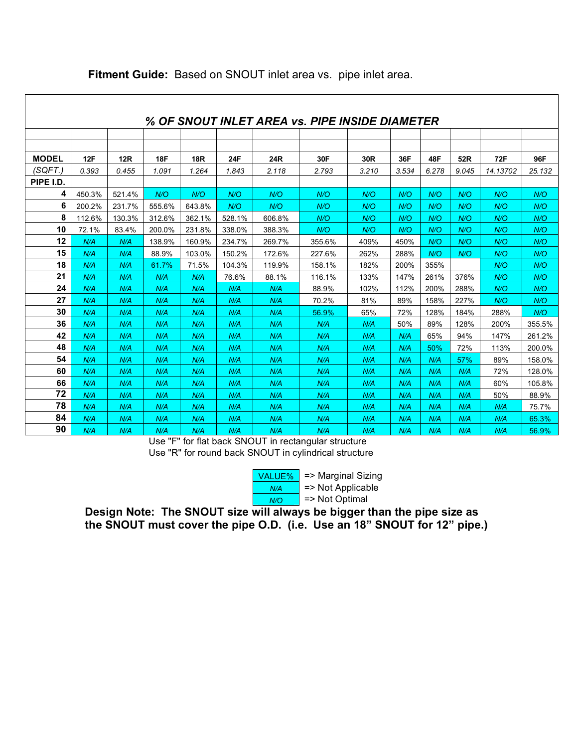**Fitment Guide:** Based on SNOUT inlet area vs. pipe inlet area.

## *% OF SNOUT INLET AREA vs. PIPE INSIDE DIAMETER*

| **MODEL** | **12F** | **12R** | **18F** | **18R** | **24F** | **24R** | **30F** | **30R** | **36F** | **48F** | **52R** | **72F** | **96F** |
|---|---|---|---|---|---|---|---|---|---|---|---|---|---|
| *(SQFT.)* | *0.393* | *0.455* | *1.091* | *1.264* | *1.843* | *2.118* | *2.793* | *3.210* | *3.534* | *6.278* | *9.045* | *14.13702* | *25.132* |
| **PIPE I.D.** | | | | | | | | | | | | | |
| **4** | 450.3% | 521.4% | *N/O* | *N/O* | *N/O* | *N/O* | *N/O* | *N/O* | *N/O* | *N/O* | *N/O* | *N/O* | *N/O* |
| **6** | 200.2% | 231.7% | 555.6% | 643.8% | *N/O* | *N/O* | *N/O* | *N/O* | *N/O* | *N/O* | *N/O* | *N/O* | *N/O* |
| **8** | 112.6% | 130.3% | 312.6% | 362.1% | 528.1% | 606.8% | *N/O* | *N/O* | *N/O* | *N/O* | *N/O* | *N/O* | *N/O* |
| **10** | 72.1% | 83.4% | 200.0% | 231.8% | 338.0% | 388.3% | *N/O* | *N/O* | *N/O* | *N/O* | *N/O* | *N/O* | *N/O* |
| **12** | *N/A* | *N/A* | 138.9% | 160.9% | 234.7% | 269.7% | 355.6% | 409% | 450% | *N/O* | *N/O* | *N/O* | *N/O* |
| **15** | *N/A* | *N/A* | 88.9% | 103.0% | 150.2% | 172.6% | 227.6% | 262% | 288% | *N/O* | *N/O* | *N/O* | *N/O* |
| **18** | *N/A* | *N/A* | 61.7% | 71.5% | 104.3% | 119.9% | 158.1% | 182% | 200% | 355% | | *N/O* | *N/O* |
| **21** | *N/A* | *N/A* | *N/A* | *N/A* | 76.6% | 88.1% | 116.1% | 133% | 147% | 261% | 376% | *N/O* | *N/O* |
| **24** | *N/A* | *N/A* | *N/A* | *N/A* | *N/A* | *N/A* | 88.9% | 102% | 112% | 200% | 288% | *N/O* | *N/O* |
| **27** | *N/A* | *N/A* | *N/A* | *N/A* | *N/A* | *N/A* | 70.2% | 81% | 89% | 158% | 227% | *N/O* | *N/O* |
| **30** | *N/A* | *N/A* | *N/A* | *N/A* | *N/A* | *N/A* | 56.9% | 65% | 72% | 128% | 184% | 288% | *N/O* |
| **36** | *N/A* | *N/A* | *N/A* | *N/A* | *N/A* | *N/A* | *N/A* | *N/A* | 50% | 89% | 128% | 200% | 355.5% |
| **42** | *N/A* | *N/A* | *N/A* | *N/A* | *N/A* | *N/A* | *N/A* | *N/A* | *N/A* | 65% | 94% | 147% | 261.2% |
| **48** | *N/A* | *N/A* | *N/A* | *N/A* | *N/A* | *N/A* | *N/A* | *N/A* | *N/A* | 50% | 72% | 113% | 200.0% |
| **54** | *N/A* | *N/A* | *N/A* | *N/A* | *N/A* | *N/A* | *N/A* | *N/A* | *N/A* | *N/A* | 57% | 89% | 158.0% |
| **60** | *N/A* | *N/A* | *N/A* | *N/A* | *N/A* | *N/A* | *N/A* | *N/A* | *N/A* | *N/A* | *N/A* | 72% | 128.0% |
| **66** | *N/A* | *N/A* | *N/A* | *N/A* | *N/A* | *N/A* | *N/A* | *N/A* | *N/A* | *N/A* | *N/A* | 60% | 105.8% |
| **72** | *N/A* | *N/A* | *N/A* | *N/A* | *N/A* | *N/A* | *N/A* | *N/A* | *N/A* | *N/A* | *N/A* | 50% | 88.9% |
| **78** | *N/A* | *N/A* | *N/A* | *N/A* | *N/A* | *N/A* | *N/A* | *N/A* | *N/A* | *N/A* | *N/A* | *N/A* | 75.7% |
| **84** | *N/A* | *N/A* | *N/A* | *N/A* | *N/A* | *N/A* | *N/A* | *N/A* | *N/A* | *N/A* | *N/A* | *N/A* | 65.3% |
| **90** | *N/A* | *N/A* | *N/A* | *N/A* | *N/A* | *N/A* | *N/A* | *N/A* | *N/A* | *N/A* | *N/A* | *N/A* | 56.9% |

Use "F" for flat back SNOUT in rectangular structure
Use "R" for round back SNOUT in cylindrical structure

| | |
|---|---|
| VALUE% | => Marginal Sizing |
| *N/A* | => Not Applicable |
| *N/O* | => Not Optimal |

**Design Note: The SNOUT size will always be bigger than the pipe size as the SNOUT must cover the pipe O.D. (i.e. Use an 18" SNOUT for 12" pipe.)**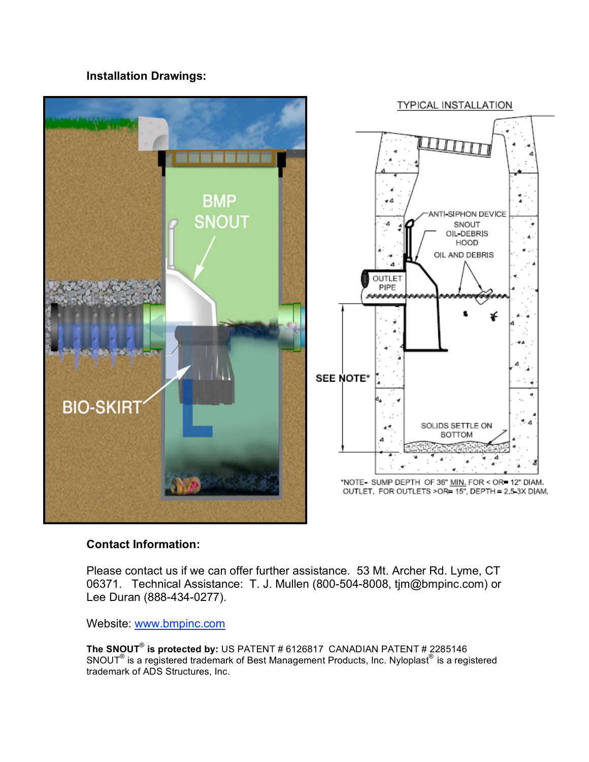**Installation Drawings:**

BMP SNOUT

BIO-SKIRT

TYPICAL INSTALLATION

ANTI-SIPHON DEVICE

SNOUT OIL-DEBRIS HOOD

OIL AND DEBRIS

OUTLET PIPE

SEE NOTE*

SOLIDS SETTLE ON BOTTOM

*NOTE- SUMP DEPTH OF 36" MIN. FOR < OR= 12" DIAM. OUTLET. FOR OUTLETS >OR= 15", DEPTH = 2.5-3X DIAM.

**Contact Information:**

Please contact us if we can offer further assistance. 53 Mt. Archer Rd. Lyme, CT 06371. Technical Assistance: T. J. Mullen (800-504-8008, tjm@bmpinc.com) or Lee Duran (888-434-0277).

Website: [www.bmpinc.com](http://www.bmpinc.com)

**The SNOUT® is protected by:** US PATENT # 6126817 CANADIAN PATENT # 2285146
SNOUT® is a registered trademark of Best Management Products, Inc. Nyloplast® is a registered trademark of ADS Structures, Inc.